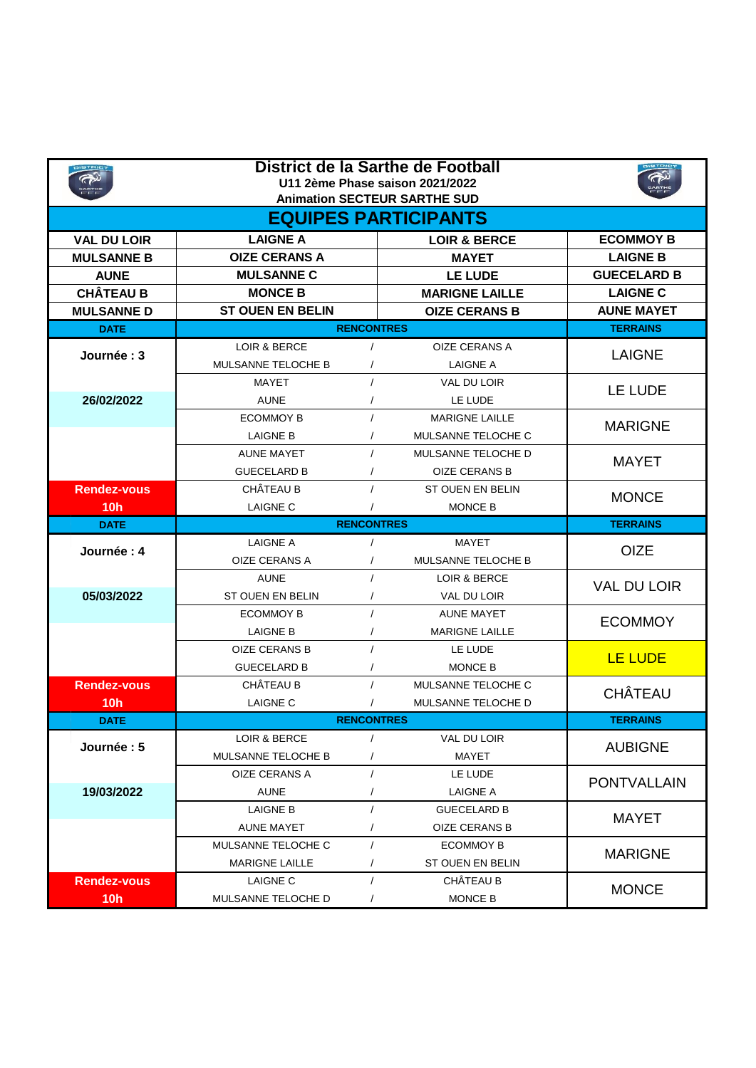# District de la Sarthe de Football

**U11 2ème Phase saison 2021/2022**

**Animation SECTEUR SARTHE SUD**

## EQUIPES PARTICIPANTS

| | | | |
|---|---|---|---|
| VAL DU LOIR | LAIGNE A | LOIR & BERCE | ECOMMOY B |
| MULSANNE B | OIZE CERANS A | MAYET | LAIGNE B |
| AUNE | MULSANNE C | LE LUDE | GUECELARD B |
| CHÂTEAU B | MONCE B | MARIGNE LAILLE | LAIGNE C |
| MULSANNE D | ST OUEN EN BELIN | OIZE CERANS B | AUNE MAYET |

| DATE | RENCONTRES | | | TERRAINS |
|---|---|---|---|---|
| Journée : 3 | LOIR & BERCE | / | OIZE CERANS A | LAIGNE |
| | MULSANNE TELOCHE B | / | LAIGNE A | |
| | MAYET | / | VAL DU LOIR | LE LUDE |
| 26/02/2022 | AUNE | / | LE LUDE | |
| | ECOMMOY B | / | MARIGNE LAILLE | MARIGNE |
| | LAIGNE B | / | MULSANNE TELOCHE C | |
| | AUNE MAYET | / | MULSANNE TELOCHE D | MAYET |
| | GUECELARD B | / | OIZE CERANS B | |
| Rendez-vous | CHÂTEAU B | / | ST OUEN EN BELIN | MONCE |
| 10h | LAIGNE C | / | MONCE B | |
| **DATE** | **RENCONTRES** | | | **TERRAINS** |
| Journée : 4 | LAIGNE A | / | MAYET | OIZE |
| | OIZE CERANS A | / | MULSANNE TELOCHE B | |
| | AUNE | / | LOIR & BERCE | VAL DU LOIR |
| 05/03/2022 | ST OUEN EN BELIN | / | VAL DU LOIR | |
| | ECOMMOY B | / | AUNE MAYET | ECOMMOY |
| | LAIGNE B | / | MARIGNE LAILLE | |
| | OIZE CERANS B | / | LE LUDE | LE LUDE |
| | GUECELARD B | / | MONCE B | |
| Rendez-vous | CHÂTEAU B | / | MULSANNE TELOCHE C | CHÂTEAU |
| 10h | LAIGNE C | / | MULSANNE TELOCHE D | |
| **DATE** | **RENCONTRES** | | | **TERRAINS** |
| Journée : 5 | LOIR & BERCE | / | VAL DU LOIR | AUBIGNE |
| | MULSANNE TELOCHE B | / | MAYET | |
| | OIZE CERANS A | / | LE LUDE | PONTVALLAIN |
| 19/03/2022 | AUNE | / | LAIGNE A | |
| | LAIGNE B | / | GUECELARD B | MAYET |
| | AUNE MAYET | / | OIZE CERANS B | |
| | MULSANNE TELOCHE C | / | ECOMMOY B | MARIGNE |
| | MARIGNE LAILLE | / | ST OUEN EN BELIN | |
| Rendez-vous | LAIGNE C | / | CHÂTEAU B | MONCE |
| 10h | MULSANNE TELOCHE D | / | MONCE B | |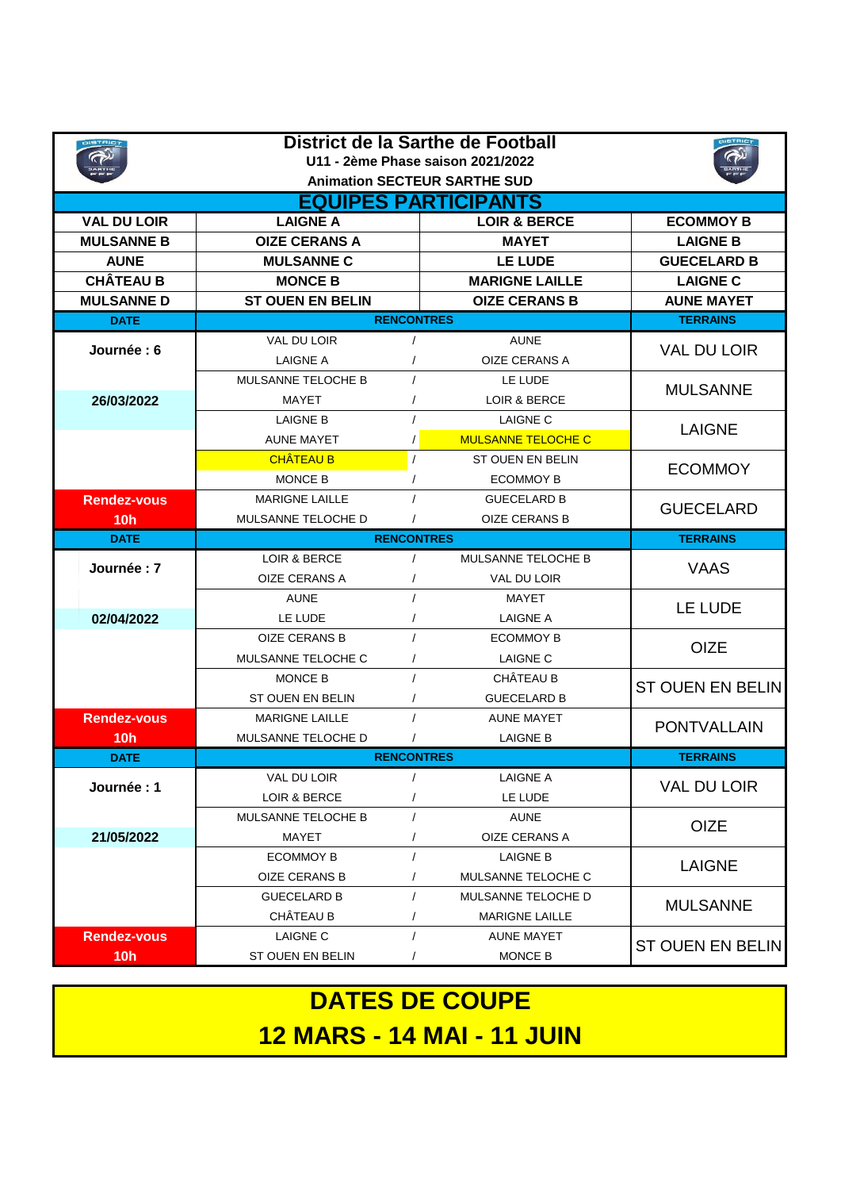# District de la Sarthe de Football

**U11 - 2ème Phase saison 2021/2022**

**Animation SECTEUR SARTHE SUD**

## EQUIPES PARTICIPANTS

| | | | |
|---|---|---|---|
| **VAL DU LOIR** | **LAIGNE A** | **LOIR & BERCE** | **ECOMMOY B** |
| **MULSANNE B** | **OIZE CERANS A** | **MAYET** | **LAIGNE B** |
| **AUNE** | **MULSANNE C** | **LE LUDE** | **GUECELARD B** |
| **CHÂTEAU B** | **MONCE B** | **MARIGNE LAILLE** | **LAIGNE C** |
| **MULSANNE D** | **ST OUEN EN BELIN** | **OIZE CERANS B** | **AUNE MAYET** |

| DATE | RENCONTRES | | | TERRAINS |
|---|---|---|---|---|
| **Journée : 6** | VAL DU LOIR | / | AUNE | VAL DU LOIR |
| | LAIGNE A | / | OIZE CERANS A | |
| | MULSANNE TELOCHE B | / | LE LUDE | MULSANNE |
| **26/03/2022** | MAYET | / | LOIR & BERCE | |
| | LAIGNE B | / | LAIGNE C | LAIGNE |
| | AUNE MAYET | / | MULSANNE TELOCHE C | |
| | CHÂTEAU B | / | ST OUEN EN BELIN | ECOMMOY |
| | MONCE B | / | ECOMMOY B | |
| **Rendez-vous** | MARIGNE LAILLE | / | GUECELARD B | GUECELARD |
| **10h** | MULSANNE TELOCHE D | / | OIZE CERANS B | |
| **DATE** | **RENCONTRES** | | | **TERRAINS** |
| **Journée : 7** | LOIR & BERCE | / | MULSANNE TELOCHE B | VAAS |
| | OIZE CERANS A | / | VAL DU LOIR | |
| | AUNE | / | MAYET | LE LUDE |
| **02/04/2022** | LE LUDE | / | LAIGNE A | |
| | OIZE CERANS B | / | ECOMMOY B | OIZE |
| | MULSANNE TELOCHE C | / | LAIGNE C | |
| | MONCE B | / | CHÂTEAU B | ST OUEN EN BELIN |
| | ST OUEN EN BELIN | / | GUECELARD B | |
| **Rendez-vous** | MARIGNE LAILLE | / | AUNE MAYET | PONTVALLAIN |
| **10h** | MULSANNE TELOCHE D | / | LAIGNE B | |
| **DATE** | **RENCONTRES** | | | **TERRAINS** |
| **Journée : 1** | VAL DU LOIR | / | LAIGNE A | VAL DU LOIR |
| | LOIR & BERCE | / | LE LUDE | |
| | MULSANNE TELOCHE B | / | AUNE | OIZE |
| **21/05/2022** | MAYET | / | OIZE CERANS A | |
| | ECOMMOY B | / | LAIGNE B | LAIGNE |
| | OIZE CERANS B | / | MULSANNE TELOCHE C | |
| | GUECELARD B | / | MULSANNE TELOCHE D | MULSANNE |
| | CHÂTEAU B | / | MARIGNE LAILLE | |
| **Rendez-vous** | LAIGNE C | / | AUNE MAYET | ST OUEN EN BELIN |
| **10h** | ST OUEN EN BELIN | / | MONCE B | |

## DATES DE COUPE

## 12 MARS - 14 MAI - 11 JUIN